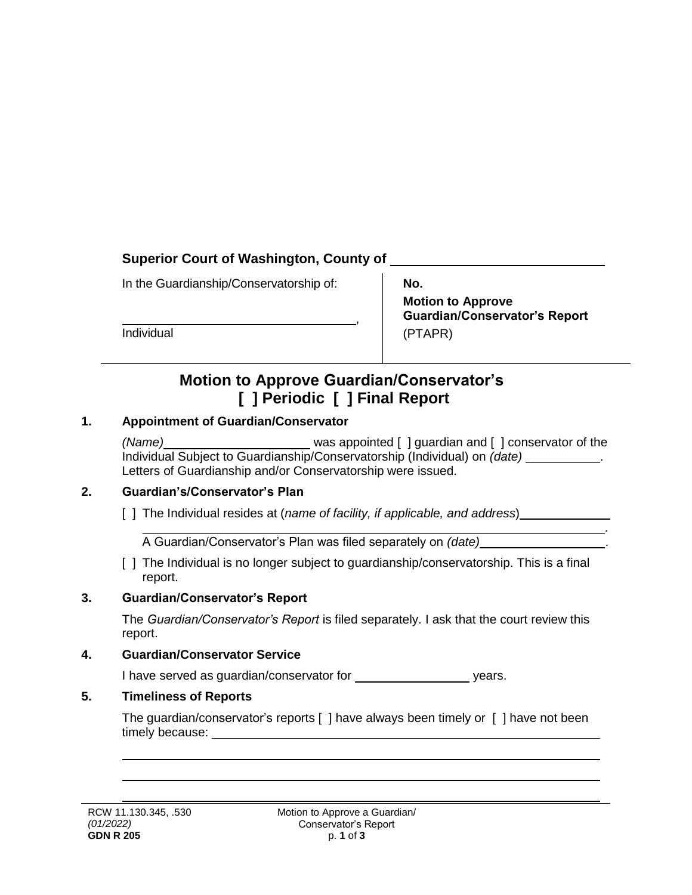**Superior Court of Washington, County of** \_\_\_\_\_\_\_\_\_\_\_\_\_\_\_\_\_\_\_\_\_\_\_\_\_\_\_\_\_\_

| In the Guardianship/Conservatorship of:<br><br>\_\_\_\_\_\_\_\_\_\_\_\_\_\_\_\_\_\_\_\_\_\_\_\_\_\_\_\_\_\_\_\_\_\_\_,<br>Individual | **No.**<br>**Motion to Approve Guardian/Conservator's Report**<br>(PTAPR) |
|---|---|

# Motion to Approve Guardian/Conservator's [ ] Periodic [ ] Final Report

**1. Appointment of Guardian/Conservator**

*(Name)*\_\_\_\_\_\_\_\_\_\_\_\_\_\_\_\_\_\_\_\_\_\_ was appointed [ ] guardian and [ ] conservator of the Individual Subject to Guardianship/Conservatorship (Individual) on *(date)* \_\_\_\_\_\_\_\_\_\_\_. Letters of Guardianship and/or Conservatorship were issued.

**2. Guardian's/Conservator's Plan**

[ ] The Individual resides at (*name of facility, if applicable, and address*)\_\_\_\_\_\_\_\_\_\_\_\_\_\_
\_\_\_\_\_\_\_\_\_\_\_\_\_\_\_\_\_\_\_\_\_\_\_\_\_\_\_\_\_\_\_\_\_\_\_\_\_\_\_\_\_\_\_\_\_\_\_\_\_\_\_\_\_\_\_\_\_\_\_\_\_\_\_\_\_\_\_\_\_\_\_\_.
A Guardian/Conservator's Plan was filed separately on *(date)*\_\_\_\_\_\_\_\_\_\_\_\_\_\_\_\_\_\_\_.

[ ] The Individual is no longer subject to guardianship/conservatorship. This is a final report.

**3. Guardian/Conservator's Report**

The *Guardian/Conservator's Report* is filed separately. I ask that the court review this report.

**4. Guardian/Conservator Service**

I have served as guardian/conservator for \_\_\_\_\_\_\_\_\_\_\_\_\_\_\_\_\_\_ years.

**5. Timeliness of Reports**

The guardian/conservator's reports [ ] have always been timely or [ ] have not been timely because: \_\_\_\_\_\_\_\_\_\_\_\_\_\_\_\_\_\_\_\_\_\_\_\_\_\_\_\_\_\_\_\_\_\_\_\_\_\_\_\_\_\_\_\_\_\_\_\_\_\_\_\_\_\_\_\_\_\_\_\_
\_\_\_\_\_\_\_\_\_\_\_\_\_\_\_\_\_\_\_\_\_\_\_\_\_\_\_\_\_\_\_\_\_\_\_\_\_\_\_\_\_\_\_\_\_\_\_\_\_\_\_\_\_\_\_\_\_\_\_\_\_\_\_\_\_\_\_\_\_\_\_\_\_\_
\_\_\_\_\_\_\_\_\_\_\_\_\_\_\_\_\_\_\_\_\_\_\_\_\_\_\_\_\_\_\_\_\_\_\_\_\_\_\_\_\_\_\_\_\_\_\_\_\_\_\_\_\_\_\_\_\_\_\_\_\_\_\_\_\_\_\_\_\_\_\_\_\_\_
\_\_\_\_\_\_\_\_\_\_\_\_\_\_\_\_\_\_\_\_\_\_\_\_\_\_\_\_\_\_\_\_\_\_\_\_\_\_\_\_\_\_\_\_\_\_\_\_\_\_\_\_\_\_\_\_\_\_\_\_\_\_\_\_\_\_\_\_\_\_\_\_\_\_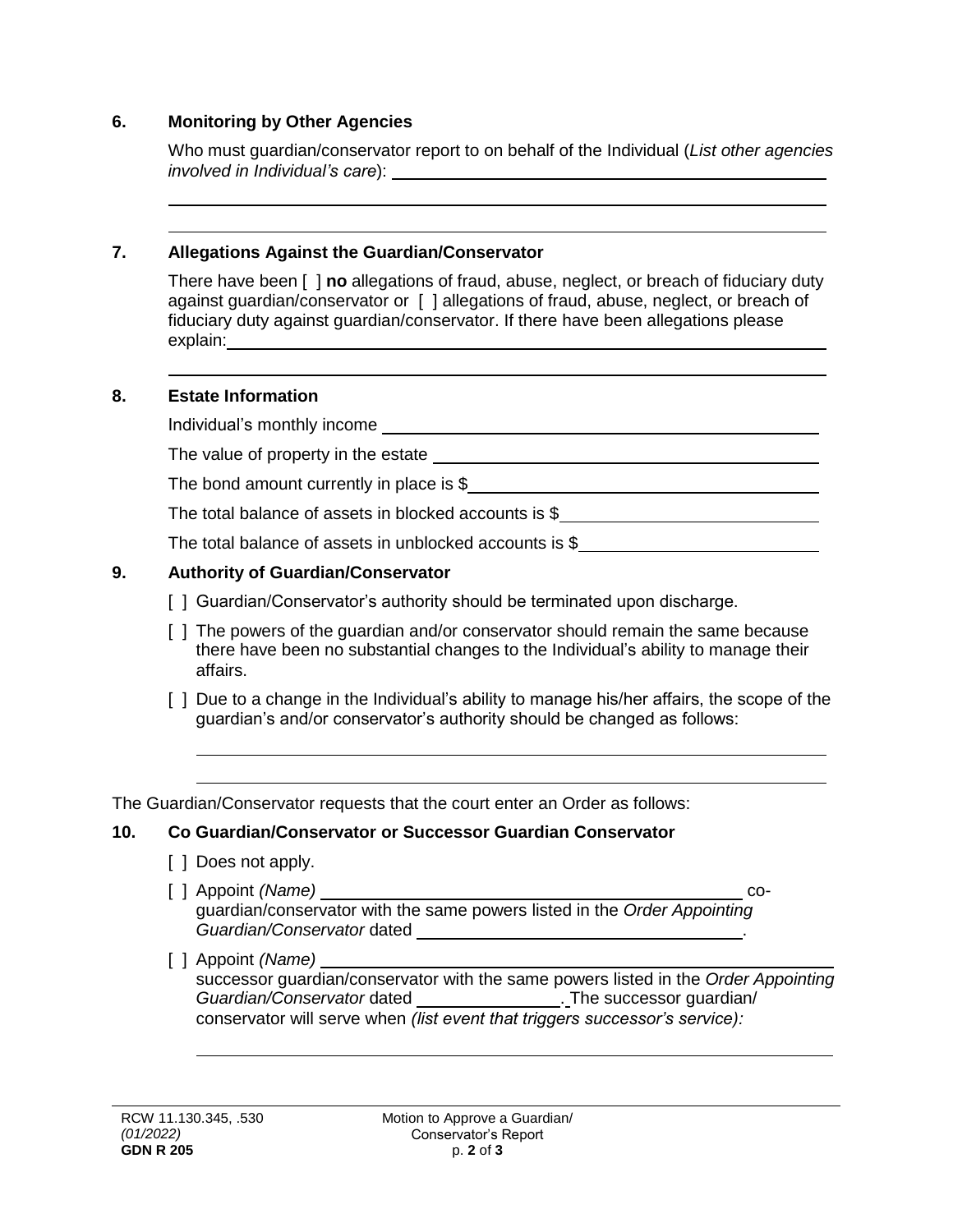## 6. Monitoring by Other Agencies

Who must guardian/conservator report to on behalf of the Individual (*List other agencies involved in Individual's care*): ______________________________________________

______________________________________________

______________________________________________

## 7. Allegations Against the Guardian/Conservator

There have been [ ] **no** allegations of fraud, abuse, neglect, or breach of fiduciary duty against guardian/conservator or [ ] allegations of fraud, abuse, neglect, or breach of fiduciary duty against guardian/conservator. If there have been allegations please explain: ______________________________________________

______________________________________________

## 8. Estate Information

Individual's monthly income ______________________________________________

The value of property in the estate ______________________________________________

The bond amount currently in place is $______________________________________________

The total balance of assets in blocked accounts is $______________________________

The total balance of assets in unblocked accounts is $____________________________

## 9. Authority of Guardian/Conservator

[ ] Guardian/Conservator's authority should be terminated upon discharge.

[ ] The powers of the guardian and/or conservator should remain the same because there have been no substantial changes to the Individual's ability to manage their affairs.

[ ] Due to a change in the Individual's ability to manage his/her affairs, the scope of the guardian's and/or conservator's authority should be changed as follows:

______________________________________________

______________________________________________

The Guardian/Conservator requests that the court enter an Order as follows:

## 10. Co Guardian/Conservator or Successor Guardian Conservator

[ ] Does not apply.

[ ] Appoint *(Name)* ______________________________________________ co-guardian/conservator with the same powers listed in the *Order Appointing Guardian/Conservator* dated ______________________________.

[ ] Appoint *(Name)* ______________________________________________ successor guardian/conservator with the same powers listed in the *Order Appointing Guardian/Conservator* dated ________________. The successor guardian/ conservator will serve when *(list event that triggers successor's service):*

______________________________________________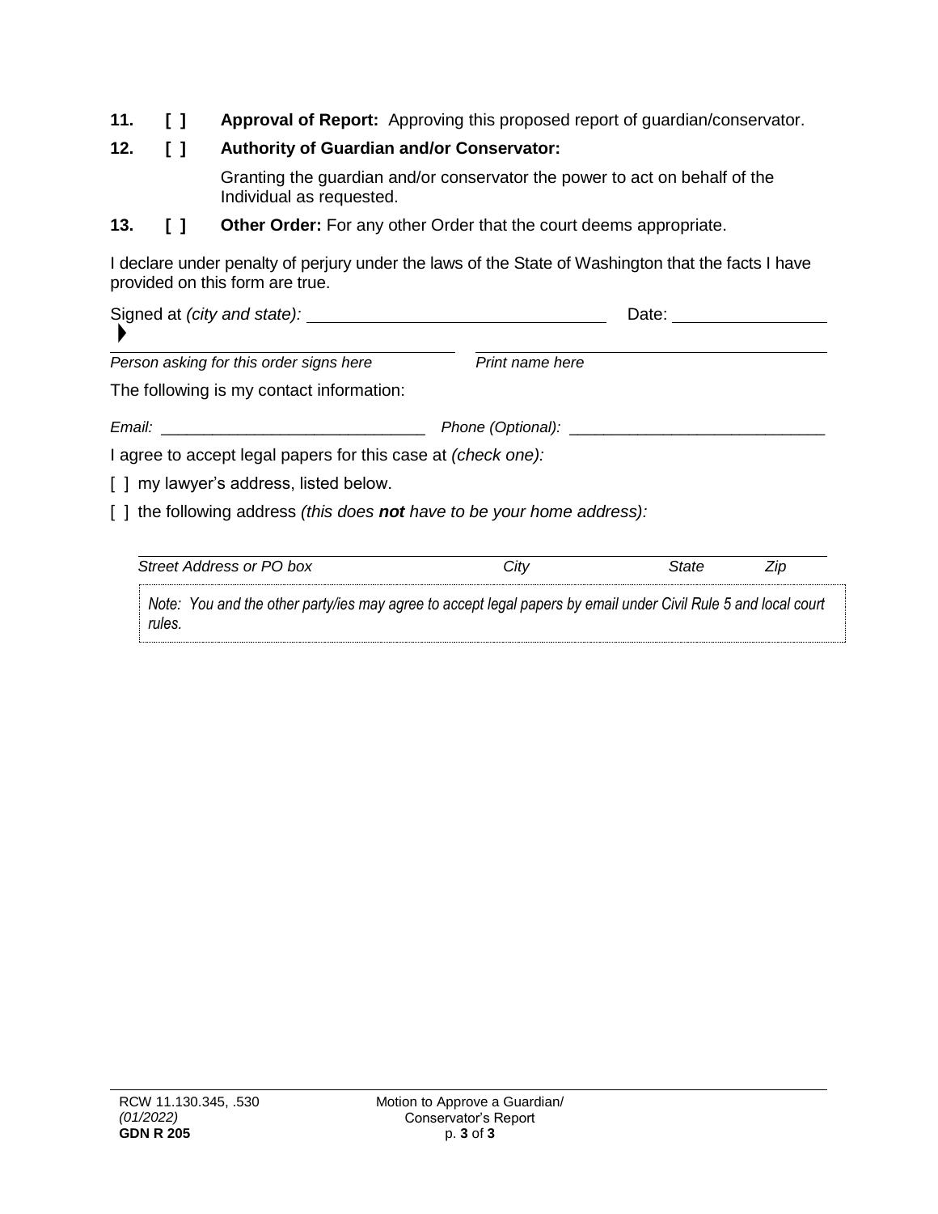11. [ ] **Approval of Report:** Approving this proposed report of guardian/conservator.

12. [ ] **Authority of Guardian and/or Conservator:**

    Granting the guardian and/or conservator the power to act on behalf of the Individual as requested.

13. [ ] **Other Order:** For any other Order that the court deems appropriate.

I declare under penalty of perjury under the laws of the State of Washington that the facts I have provided on this form are true.

Signed at *(city and state):* ________________________________ Date: ________________

▶ ________________________________________ ________________________________________

*Person asking for this order signs here* *Print name here*

The following is my contact information:

*Email:* ______________________________ *Phone (Optional):* ______________________________

I agree to accept legal papers for this case at *(check one):*

[ ] my lawyer's address, listed below.

[ ] the following address *(this does **not** have to be your home address):*

________________________________________________________________________________

*Street Address or PO box* *City* *State* *Zip*

*Note: You and the other party/ies may agree to accept legal papers by email under Civil Rule 5 and local court rules.*

RCW 11.130.345, .530
*(01/2022)*
**GDN R 205**

Motion to Approve a Guardian/ Conservator's Report